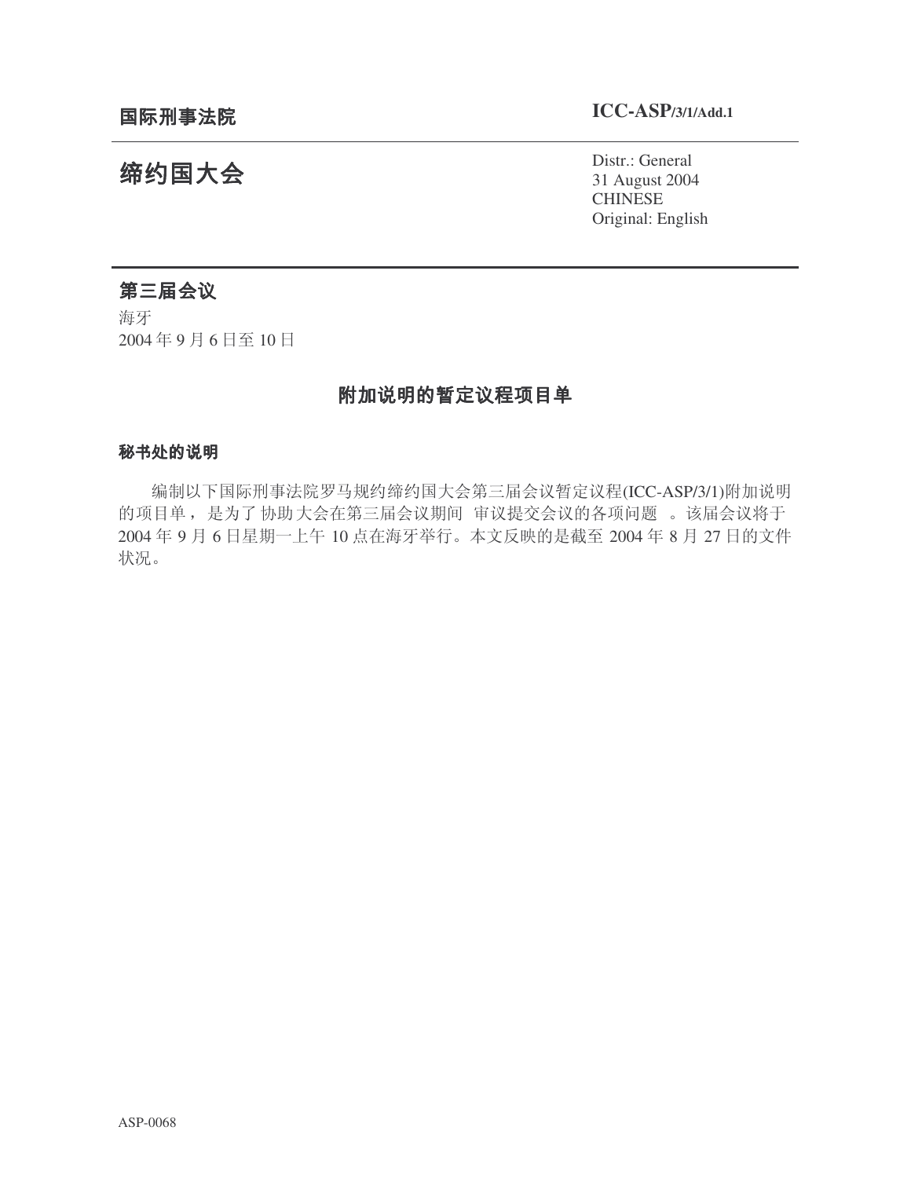**国际刑事法院** **ICC-ASP/3/1/Add.1**

# 缔约国大会

Distr.: General
31 August 2004
CHINESE
Original: English

## 第三届会议

海牙
2004 年 9 月 6 日至 10 日

## 附加说明的暂定议程项目单

### 秘书处的说明

编制以下国际刑事法院罗马规约缔约国大会第三届会议暂定议程(ICC-ASP/3/1)附加说明的项目单，是为了协助大会在第三届会议期间审议提交会议的各项问题。该届会议将于 2004 年 9 月 6 日星期一上午 10 点在海牙举行。本文反映的是截至 2004 年 8 月 27 日的文件状况。

ASP-0068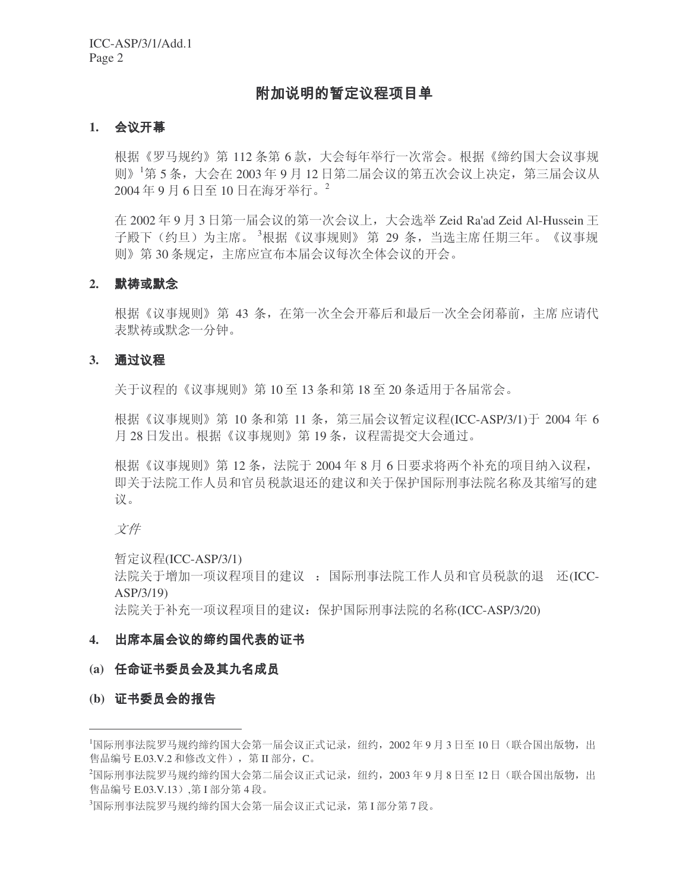## 附加说明的暂定议程项目单

### 1. 会议开幕

根据《罗马规约》第 112 条第 6 款，大会每年举行一次常会。根据《缔约国大会议事规则》[1]第 5 条，大会在 2003 年 9 月 12 日第二届会议的第五次会议上决定，第三届会议从 2004 年 9 月 6 日至 10 日在海牙举行。[2]

在 2002 年 9 月 3 日第一届会议的第一次会议上，大会选举 Zeid Ra'ad Zeid Al-Hussein 王子殿下（约旦）为主席。[3]根据《议事规则》第 29 条，当选主席任期三年。《议事规则》第 30 条规定，主席应宣布本届会议每次全体会议的开会。

### 2. 默祷或默念

根据《议事规则》第 43 条，在第一次全会开幕后和最后一次全会闭幕前，主席应请代表默祷或默念一分钟。

### 3. 通过议程

关于议程的《议事规则》第 10 至 13 条和第 18 至 20 条适用于各届常会。

根据《议事规则》第 10 条和第 11 条，第三届会议暂定议程(ICC-ASP/3/1)于 2004 年 6 月 28 日发出。根据《议事规则》第 19 条，议程需提交大会通过。

根据《议事规则》第 12 条，法院于 2004 年 8 月 6 日要求将两个补充的项目纳入议程，即关于法院工作人员和官员税款退还的建议和关于保护国际刑事法院名称及其缩写的建议。

*文件*

暂定议程(ICC-ASP/3/1)
法院关于增加一项议程项目的建议：国际刑事法院工作人员和官员税款的退还(ICC-ASP/3/19)
法院关于补充一项议程项目的建议：保护国际刑事法院的名称(ICC-ASP/3/20)

### 4. 出席本届会议的缔约国代表的证书

#### (a) 任命证书委员会及其九名成员

#### (b) 证书委员会的报告

---

[1]国际刑事法院罗马规约缔约国大会第一届会议正式记录，纽约，2002 年 9 月 3 日至 10 日（联合国出版物，出售品编号 E.03.V.2 和修改文件），第 II 部分，C。

[2]国际刑事法院罗马规约缔约国大会第二届会议正式记录，纽约，2003 年 9 月 8 日至 12 日（联合国出版物，出售品编号 E.03.V.13）,第 I 部分第 4 段。

[3]国际刑事法院罗马规约缔约国大会第一届会议正式记录，第 I 部分第 7 段。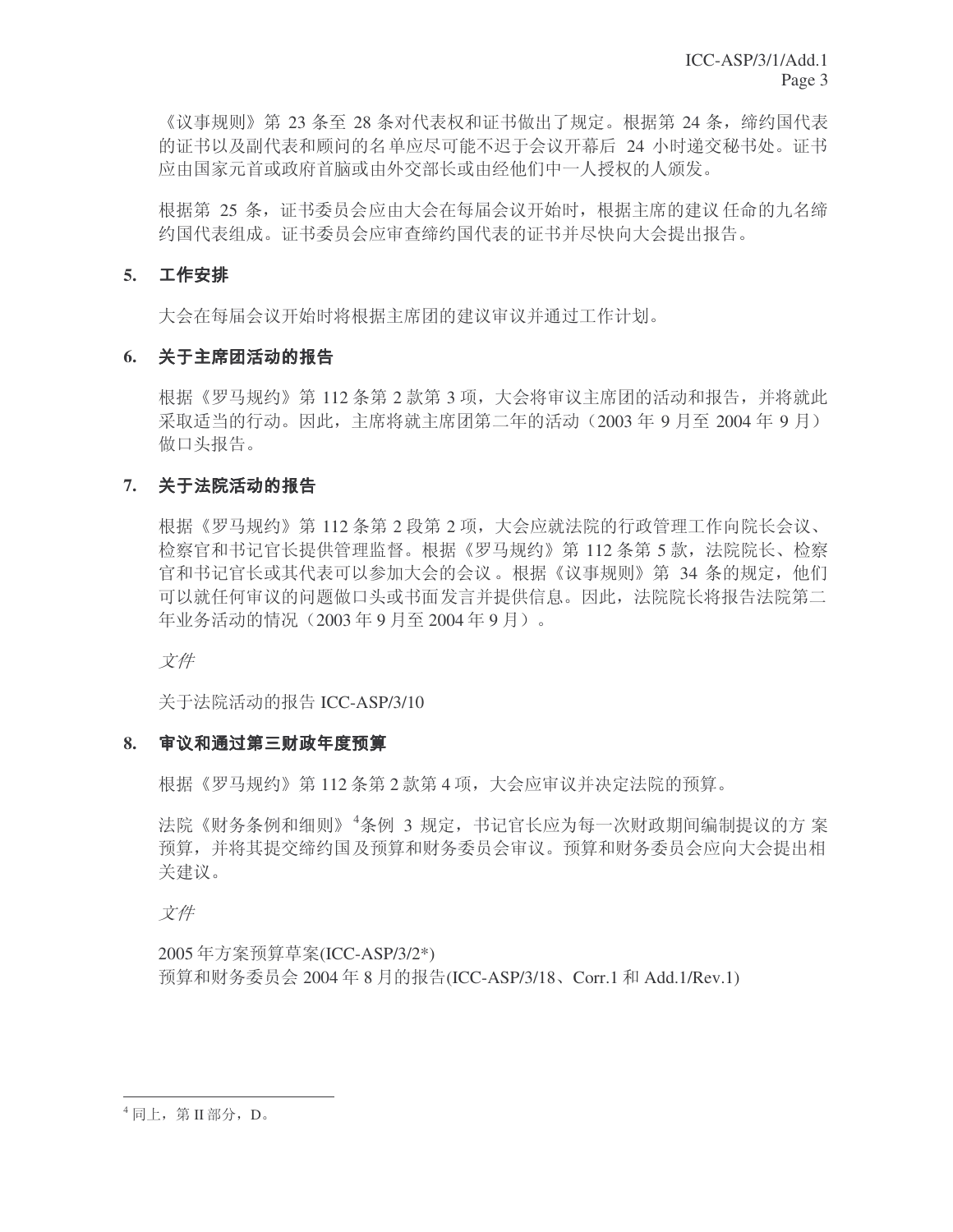《议事规则》第 23 条至 28 条对代表权和证书做出了规定。根据第 24 条，缔约国代表的证书以及副代表和顾问的名单应尽可能不迟于会议开幕后 24 小时递交秘书处。证书应由国家元首或政府首脑或由外交部长或由经他们中一人授权的人颁发。

根据第 25 条，证书委员会应由大会在每届会议开始时，根据主席的建议 任命的九名缔约国代表组成。证书委员会应审查缔约国代表的证书并尽快向大会提出报告。

## 5. 工作安排

大会在每届会议开始时将根据主席团的建议审议并通过工作计划。

## 6. 关于主席团活动的报告

根据《罗马规约》第 112 条第 2 款第 3 项，大会将审议主席团的活动和报告，并将就此采取适当的行动。因此，主席将就主席团第二年的活动（2003 年 9 月至 2004 年 9 月）做口头报告。

## 7. 关于法院活动的报告

根据《罗马规约》第 112 条第 2 段第 2 项，大会应就法院的行政管理工作向院长会议、检察官和书记官长提供管理监督。根据《罗马规约》第 112 条第 5 款，法院院长、检察官和书记官长或其代表可以参加大会的会议。根据《议事规则》第 34 条的规定，他们可以就任何审议的问题做口头或书面发言并提供信息。因此，法院院长将报告法院第二年业务活动的情况（2003 年 9 月至 2004 年 9 月）。

*文件*

关于法院活动的报告 ICC-ASP/3/10

## 8. 审议和通过第三财政年度预算

根据《罗马规约》第 112 条第 2 款第 4 项，大会应审议并决定法院的预算。

法院《财务条例和细则》[4]条例 3 规定，书记官长应为每一次财政期间编制提议的方 案预算，并将其提交缔约国及预算和财务委员会审议。预算和财务委员会应向大会提出相关建议。

*文件*

2005 年方案预算草案(ICC-ASP/3/2*)
预算和财务委员会 2004 年 8 月的报告(ICC-ASP/3/18、Corr.1 和 Add.1/Rev.1)

---

[4] 同上，第 II 部分，D。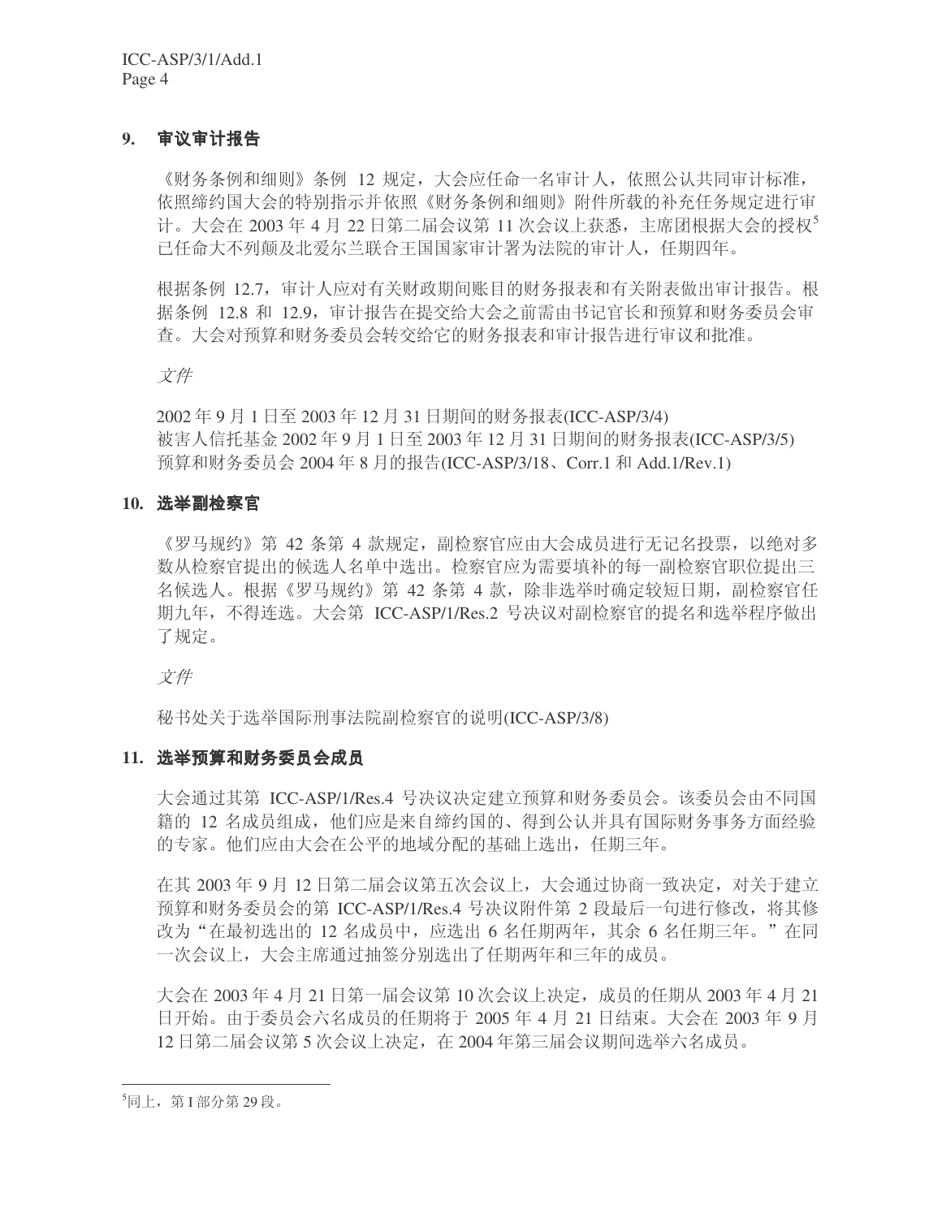## 9. 审议审计报告

《财务条例和细则》条例 12 规定，大会应任命一名审计人，依照公认共同审计标准，依照缔约国大会的特别指示并依照《财务条例和细则》附件所载的补充任务规定进行审计。大会在 2003 年 4 月 22 日第二届会议第 11 次会议上获悉，主席团根据大会的授权[5]已任命大不列颠及北爱尔兰联合王国国家审计署为法院的审计人，任期四年。

根据条例 12.7，审计人应对有关财政期间账目的财务报表和有关附表做出审计报告。根据条例 12.8 和 12.9，审计报告在提交给大会之前需由书记官长和预算和财务委员会审查。大会对预算和财务委员会转交给它的财务报表和审计报告进行审议和批准。

*文件*

2002 年 9 月 1 日至 2003 年 12 月 31 日期间的财务报表(ICC-ASP/3/4)
被害人信托基金 2002 年 9 月 1 日至 2003 年 12 月 31 日期间的财务报表(ICC-ASP/3/5)
预算和财务委员会 2004 年 8 月的报告(ICC-ASP/3/18、Corr.1 和 Add.1/Rev.1)

## 10. 选举副检察官

《罗马规约》第 42 条第 4 款规定，副检察官应由大会成员进行无记名投票，以绝对多数从检察官提出的候选人名单中选出。检察官应为需要填补的每一副检察官职位提出三名候选人。根据《罗马规约》第 42 条第 4 款，除非选举时确定较短日期，副检察官任期九年，不得连选。大会第 ICC-ASP/1/Res.2 号决议对副检察官的提名和选举程序做出了规定。

*文件*

秘书处关于选举国际刑事法院副检察官的说明(ICC-ASP/3/8)

## 11. 选举预算和财务委员会成员

大会通过其第 ICC-ASP/1/Res.4 号决议决定建立预算和财务委员会。该委员会由不同国籍的 12 名成员组成，他们应是来自缔约国的、得到公认并具有国际财务事务方面经验的专家。他们应由大会在公平的地域分配的基础上选出，任期三年。

在其 2003 年 9 月 12 日第二届会议第五次会议上，大会通过协商一致决定，对关于建立预算和财务委员会的第 ICC-ASP/1/Res.4 号决议附件第 2 段最后一句进行修改，将其修改为“在最初选出的 12 名成员中，应选出 6 名任期两年，其余 6 名任期三年。”在同一次会议上，大会主席通过抽签分别选出了任期两年和三年的成员。

大会在 2003 年 4 月 21 日第一届会议第 10 次会议上决定，成员的任期从 2003 年 4 月 21 日开始。由于委员会六名成员的任期将于 2005 年 4 月 21 日结束。大会在 2003 年 9 月 12 日第二届会议第 5 次会议上决定，在 2004 年第三届会议期间选举六名成员。

---

[5] 同上，第 I 部分第 29 段。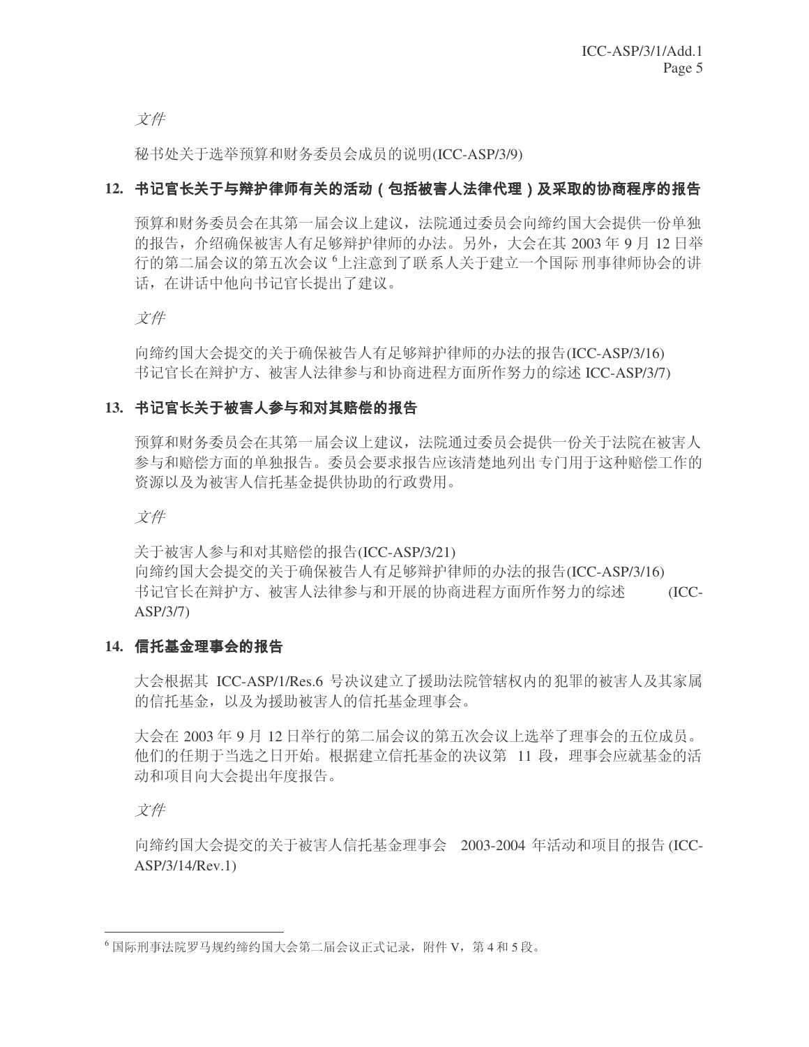*文件*

秘书处关于选举预算和财务委员会成员的说明(ICC-ASP/3/9)

### 12. 书记官长关于与辩护律师有关的活动（包括被害人法律代理）及采取的协商程序的报告

预算和财务委员会在其第一届会议上建议，法院通过委员会向缔约国大会提供一份单独的报告，介绍确保被害人有足够辩护律师的办法。另外，大会在其 2003 年 9 月 12 日举行的第二届会议的第五次会议[6]上注意到了联系人关于建立一个国际 刑事律师协会的讲话，在讲话中他向书记官长提出了建议。

*文件*

向缔约国大会提交的关于确保被告人有足够辩护律师的办法的报告(ICC-ASP/3/16)
书记官长在辩护方、被害人法律参与和协商进程方面所作努力的综述 ICC-ASP/3/7)

### 13. 书记官长关于被害人参与和对其赔偿的报告

预算和财务委员会在其第一届会议上建议，法院通过委员会提供一份关于法院在被害人参与和赔偿方面的单独报告。委员会要求报告应该清楚地列出 专门用于这种赔偿工作的资源以及为被害人信托基金提供协助的行政费用。

*文件*

关于被害人参与和对其赔偿的报告(ICC-ASP/3/21)
向缔约国大会提交的关于确保被告人有足够辩护律师的办法的报告(ICC-ASP/3/16)
书记官长在辩护方、被害人法律参与和开展的协商进程方面所作努力的综述 (ICC-ASP/3/7)

### 14. 信托基金理事会的报告

大会根据其 ICC-ASP/1/Res.6 号决议建立了援助法院管辖权内的犯罪的被害人及其家属的信托基金，以及为援助被害人的信托基金理事会。

大会在 2003 年 9 月 12 日举行的第二届会议的第五次会议上选举了理事会的五位成员。他们的任期于当选之日开始。根据建立信托基金的决议第 11 段，理事会应就基金的活动和项目向大会提出年度报告。

*文件*

向缔约国大会提交的关于被害人信托基金理事会 2003-2004 年活动和项目的报告 (ICC-ASP/3/14/Rev.1)

---

[6] 国际刑事法院罗马规约缔约国大会第二届会议正式记录，附件 V，第 4 和 5 段。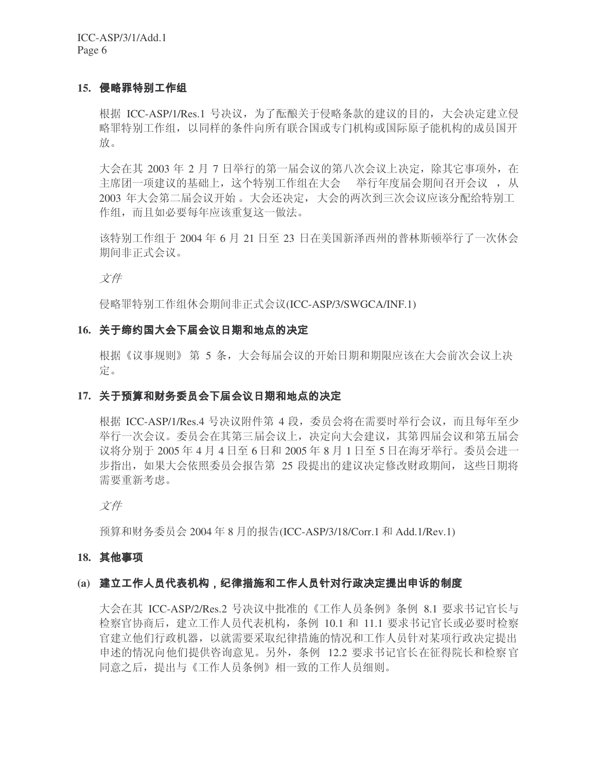## 15. 侵略罪特别工作组

根据 ICC-ASP/1/Res.1 号决议，为了酝酿关于侵略条款的建议的目的，大会决定建立侵略罪特别工作组，以同样的条件向所有联合国或专门机构或国际原子能机构的成员国开放。

大会在其 2003 年 2 月 7 日举行的第一届会议的第八次会议上决定，除其它事项外，在主席团一项建议的基础上，这个特别工作组在大会 举行年度届会期间召开会议 ，从 2003 年大会第二届会议开始 。大会还决定， 大会的两次到三次会议应该分配给特别工作组，而且如必要每年应该重复这一做法。

该特别工作组于 2004 年 6 月 21 日至 23 日在美国新泽西州的普林斯顿举行了一次休会期间非正式会议。

*文件*

侵略罪特别工作组休会期间非正式会议(ICC-ASP/3/SWGCA/INF.1)

## 16. 关于缔约国大会下届会议日期和地点的决定

根据《议事规则》 第 5 条，大会每届会议的开始日期和期限应该在大会前次会议上决定。

## 17. 关于预算和财务委员会下届会议日期和地点的决定

根据 ICC-ASP/1/Res.4 号决议附件第 4 段，委员会将在需要时举行会议，而且每年至少举行一次会议。委员会在其第三届会议上，决定向大会建议，其第四届会议和第五届会议将分别于 2005 年 4 月 4 日至 6 日和 2005 年 8 月 1 日至 5 日在海牙举行。委员会进一步指出， 如果大会依照委员会报告第 25 段提出的建议决定修改财政期间， 这些日期将需要重新考虑。

*文件*

预算和财务委员会 2004 年 8 月的报告(ICC-ASP/3/18/Corr.1 和 Add.1/Rev.1)

## 18. 其他事项

### (a) 建立工作人员代表机构，纪律措施和工作人员针对行政决定提出申诉的制度

大会在其 ICC-ASP/2/Res.2 号决议中批准的《工作人员条例》条例 8.1 要求书记官长与检察官协商后，建立工作人员代表机构，条例 10.1 和 11.1 要求书记官长或必要时检察官建立他们行政机器，以就需要采取纪律措施的情况和工作人员针对某项行政决定提出申述的情况向他们提供咨询意见。另外，条例 12.2 要求书记官长在征得院长和检察官同意之后，提出与《工作人员条例》相一致的工作人员细则。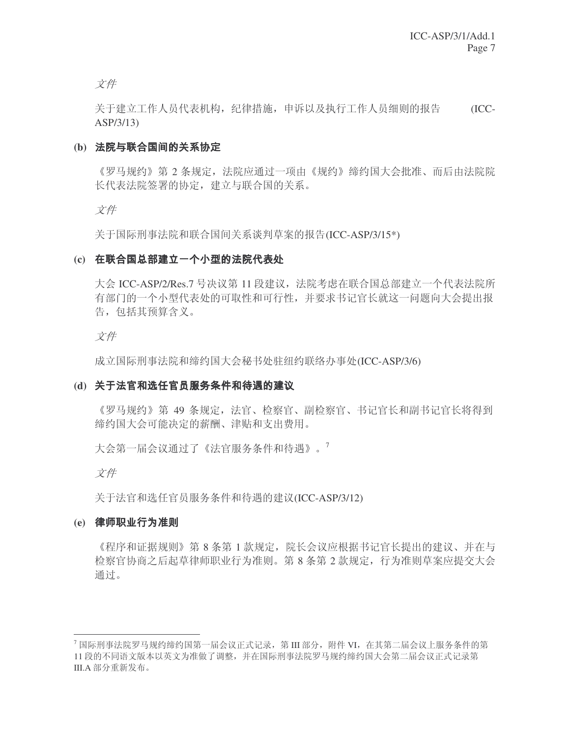*文件*

关于建立工作人员代表机构，纪律措施，申诉以及执行工作人员细则的报告 (ICC-ASP/3/13)

**(b) 法院与联合国间的关系协定**

《罗马规约》第 2 条规定，法院应通过一项由《规约》缔约国大会批准、而后由法院院长代表法院签署的协定，建立与联合国的关系。

*文件*

关于国际刑事法院和联合国间关系谈判草案的报告(ICC-ASP/3/15*)

**(c) 在联合国总部建立一个小型的法院代表处**

大会 ICC-ASP/2/Res.7 号决议第 11 段建议，法院考虑在联合国总部建立一个代表法院所有部门的一个小型代表处的可取性和可行性，并要求书记官长就这一问题向大会提出报告，包括其预算含义。

*文件*

成立国际刑事法院和缔约国大会秘书处驻纽约联络办事处(ICC-ASP/3/6)

**(d) 关于法官和选任官员服务条件和待遇的建议**

《罗马规约》第 49 条规定，法官、检察官、副检察官、书记官长和副书记官长将得到缔约国大会可能决定的薪酬、津贴和支出费用。

大会第一届会议通过了《法官服务条件和待遇》。[7]

*文件*

关于法官和选任官员服务条件和待遇的建议(ICC-ASP/3/12)

**(e) 律师职业行为准则**

《程序和证据规则》第 8 条第 1 款规定，院长会议应根据书记官长提出的建议、并在与检察官协商之后起草律师职业行为准则。第 8 条第 2 款规定，行为准则草案应提交大会通过。

---

[7] 国际刑事法院罗马规约缔约国第一届会议正式记录，第 III 部分，附件 VI，在其第二届会议上服务条件的第 11 段的不同语文版本以英文为准做了调整，并在国际刑事法院罗马规约缔约国大会第二届会议正式记录第 III.A 部分重新发布。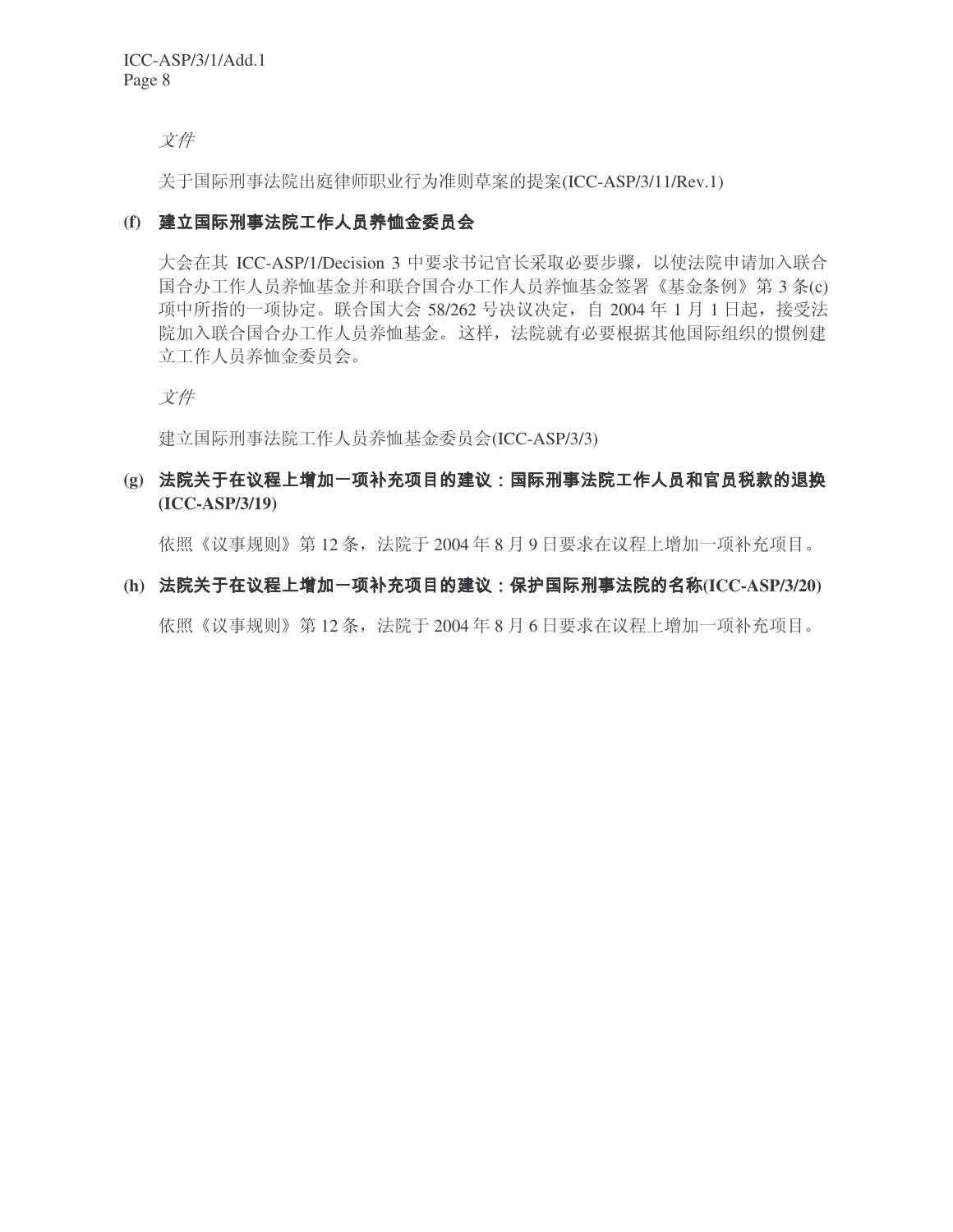*文件*

关于国际刑事法院出庭律师职业行为准则草案的提案(ICC-ASP/3/11/Rev.1)

### (f) 建立国际刑事法院工作人员养恤金委员会

大会在其 ICC-ASP/1/Decision 3 中要求书记官长采取必要步骤，以使法院申请加入联合国合办工作人员养恤基金并和联合国合办工作人员养恤基金签署《基金条例》第 3 条(c)项中所指的一项协定。联合国大会 58/262 号决议决定，自 2004 年 1 月 1 日起，接受法院加入联合国合办工作人员养恤基金。这样，法院就有必要根据其他国际组织的惯例建立工作人员养恤金委员会。

*文件*

建立国际刑事法院工作人员养恤基金委员会(ICC-ASP/3/3)

### (g) 法院关于在议程上增加一项补充项目的建议：国际刑事法院工作人员和官员税款的退换 (ICC-ASP/3/19)

依照《议事规则》第 12 条，法院于 2004 年 8 月 9 日要求在议程上增加一项补充项目。

### (h) 法院关于在议程上增加一项补充项目的建议：保护国际刑事法院的名称(ICC-ASP/3/20)

依照《议事规则》第 12 条，法院于 2004 年 8 月 6 日要求在议程上增加一项补充项目。